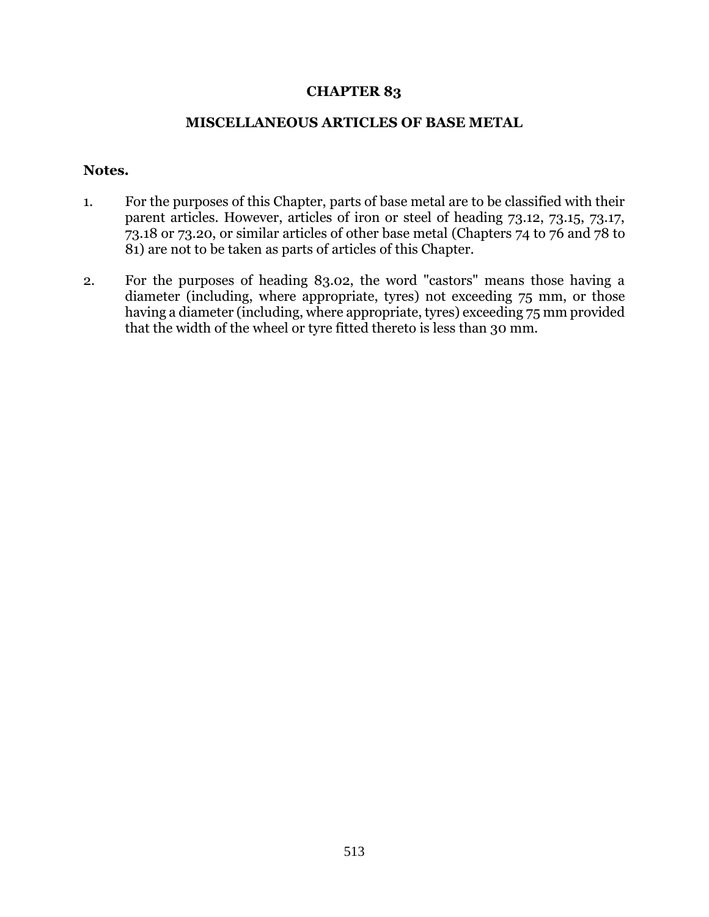# CHAPTER 83

## MISCELLANEOUS ARTICLES OF BASE METAL

**Notes.**

1. For the purposes of this Chapter, parts of base metal are to be classified with their parent articles. However, articles of iron or steel of heading 73.12, 73.15, 73.17, 73.18 or 73.20, or similar articles of other base metal (Chapters 74 to 76 and 78 to 81) are not to be taken as parts of articles of this Chapter.

2. For the purposes of heading 83.02, the word "castors" means those having a diameter (including, where appropriate, tyres) not exceeding 75 mm, or those having a diameter (including, where appropriate, tyres) exceeding 75 mm provided that the width of the wheel or tyre fitted thereto is less than 30 mm.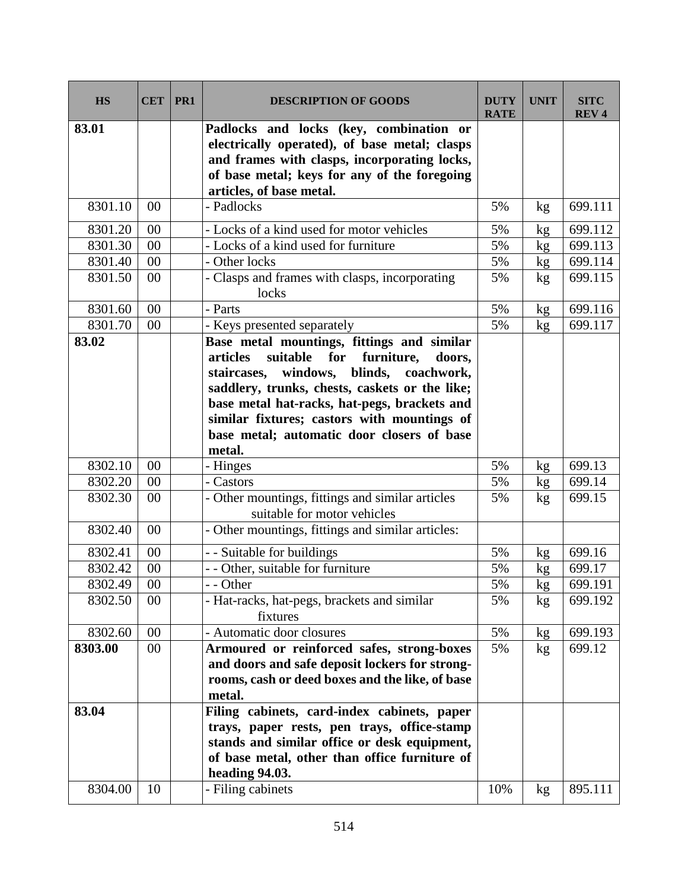| HS | CET | PR1 | DESCRIPTION OF GOODS | DUTY RATE | UNIT | SITC REV 4 |
|---|---|---|---|---|---|---|
| **83.01** | | | **Padlocks and locks (key, combination or electrically operated), of base metal; clasps and frames with clasps, incorporating locks, of base metal; keys for any of the foregoing articles, of base metal.** | | | |
| 8301.10 | 00 | | - Padlocks | 5% | kg | 699.111 |
| 8301.20 | 00 | | - Locks of a kind used for motor vehicles | 5% | kg | 699.112 |
| 8301.30 | 00 | | - Locks of a kind used for furniture | 5% | kg | 699.113 |
| 8301.40 | 00 | | - Other locks | 5% | kg | 699.114 |
| 8301.50 | 00 | | - Clasps and frames with clasps, incorporating locks | 5% | kg | 699.115 |
| 8301.60 | 00 | | - Parts | 5% | kg | 699.116 |
| 8301.70 | 00 | | - Keys presented separately | 5% | kg | 699.117 |
| **83.02** | | | **Base metal mountings, fittings and similar articles suitable for furniture, doors, staircases, windows, blinds, coachwork, saddlery, trunks, chests, caskets or the like; base metal hat-racks, hat-pegs, brackets and similar fixtures; castors with mountings of base metal; automatic door closers of base metal.** | | | |
| 8302.10 | 00 | | - Hinges | 5% | kg | 699.13 |
| 8302.20 | 00 | | - Castors | 5% | kg | 699.14 |
| 8302.30 | 00 | | - Other mountings, fittings and similar articles suitable for motor vehicles | 5% | kg | 699.15 |
| 8302.40 | 00 | | - Other mountings, fittings and similar articles: | | | |
| 8302.41 | 00 | | - - Suitable for buildings | 5% | kg | 699.16 |
| 8302.42 | 00 | | - - Other, suitable for furniture | 5% | kg | 699.17 |
| 8302.49 | 00 | | - - Other | 5% | kg | 699.191 |
| 8302.50 | 00 | | - Hat-racks, hat-pegs, brackets and similar fixtures | 5% | kg | 699.192 |
| 8302.60 | 00 | | - Automatic door closures | 5% | kg | 699.193 |
| **8303.00** | 00 | | **Armoured or reinforced safes, strong-boxes and doors and safe deposit lockers for strong-rooms, cash or deed boxes and the like, of base metal.** | 5% | kg | 699.12 |
| **83.04** | | | **Filing cabinets, card-index cabinets, paper trays, paper rests, pen trays, office-stamp stands and similar office or desk equipment, of base metal, other than office furniture of heading 94.03.** | | | |
| 8304.00 | 10 | | - Filing cabinets | 10% | kg | 895.111 |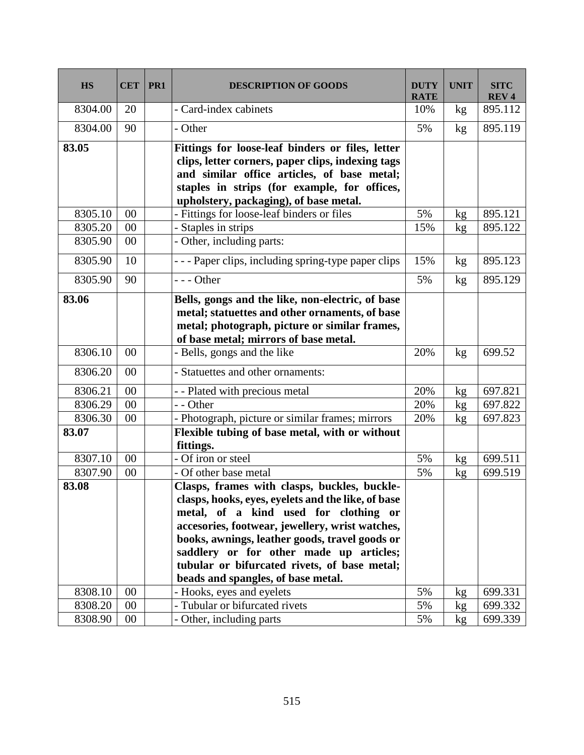| HS | CET | PR1 | DESCRIPTION OF GOODS | DUTY RATE | UNIT | SITC REV 4 |
|---|---|---|---|---|---|---|
| 8304.00 | 20 | | - Card-index cabinets | 10% | kg | 895.112 |
| 8304.00 | 90 | | - Other | 5% | kg | 895.119 |
| **83.05** | | | **Fittings for loose-leaf binders or files, letter clips, letter corners, paper clips, indexing tags and similar office articles, of base metal; staples in strips (for example, for offices, upholstery, packaging), of base metal.** | | | |
| 8305.10 | 00 | | - Fittings for loose-leaf binders or files | 5% | kg | 895.121 |
| 8305.20 | 00 | | - Staples in strips | 15% | kg | 895.122 |
| 8305.90 | 00 | | - Other, including parts: | | | |
| 8305.90 | 10 | | - - - Paper clips, including spring-type paper clips | 15% | kg | 895.123 |
| 8305.90 | 90 | | - - - Other | 5% | kg | 895.129 |
| **83.06** | | | **Bells, gongs and the like, non-electric, of base metal; statuettes and other ornaments, of base metal; photograph, picture or similar frames, of base metal; mirrors of base metal.** | | | |
| 8306.10 | 00 | | - Bells, gongs and the like | 20% | kg | 699.52 |
| 8306.20 | 00 | | - Statuettes and other ornaments: | | | |
| 8306.21 | 00 | | - - Plated with precious metal | 20% | kg | 697.821 |
| 8306.29 | 00 | | - - Other | 20% | kg | 697.822 |
| 8306.30 | 00 | | - Photograph, picture or similar frames; mirrors | 20% | kg | 697.823 |
| **83.07** | | | **Flexible tubing of base metal, with or without fittings.** | | | |
| 8307.10 | 00 | | - Of iron or steel | 5% | kg | 699.511 |
| 8307.90 | 00 | | - Of other base metal | 5% | kg | 699.519 |
| **83.08** | | | **Clasps, frames with clasps, buckles, buckle-clasps, hooks, eyes, eyelets and the like, of base metal, of a kind used for clothing or accesories, footwear, jewellery, wrist watches, books, awnings, leather goods, travel goods or saddlery or for other made up articles; tubular or bifurcated rivets, of base metal; beads and spangles, of base metal.** | | | |
| 8308.10 | 00 | | - Hooks, eyes and eyelets | 5% | kg | 699.331 |
| 8308.20 | 00 | | - Tubular or bifurcated rivets | 5% | kg | 699.332 |
| 8308.90 | 00 | | - Other, including parts | 5% | kg | 699.339 |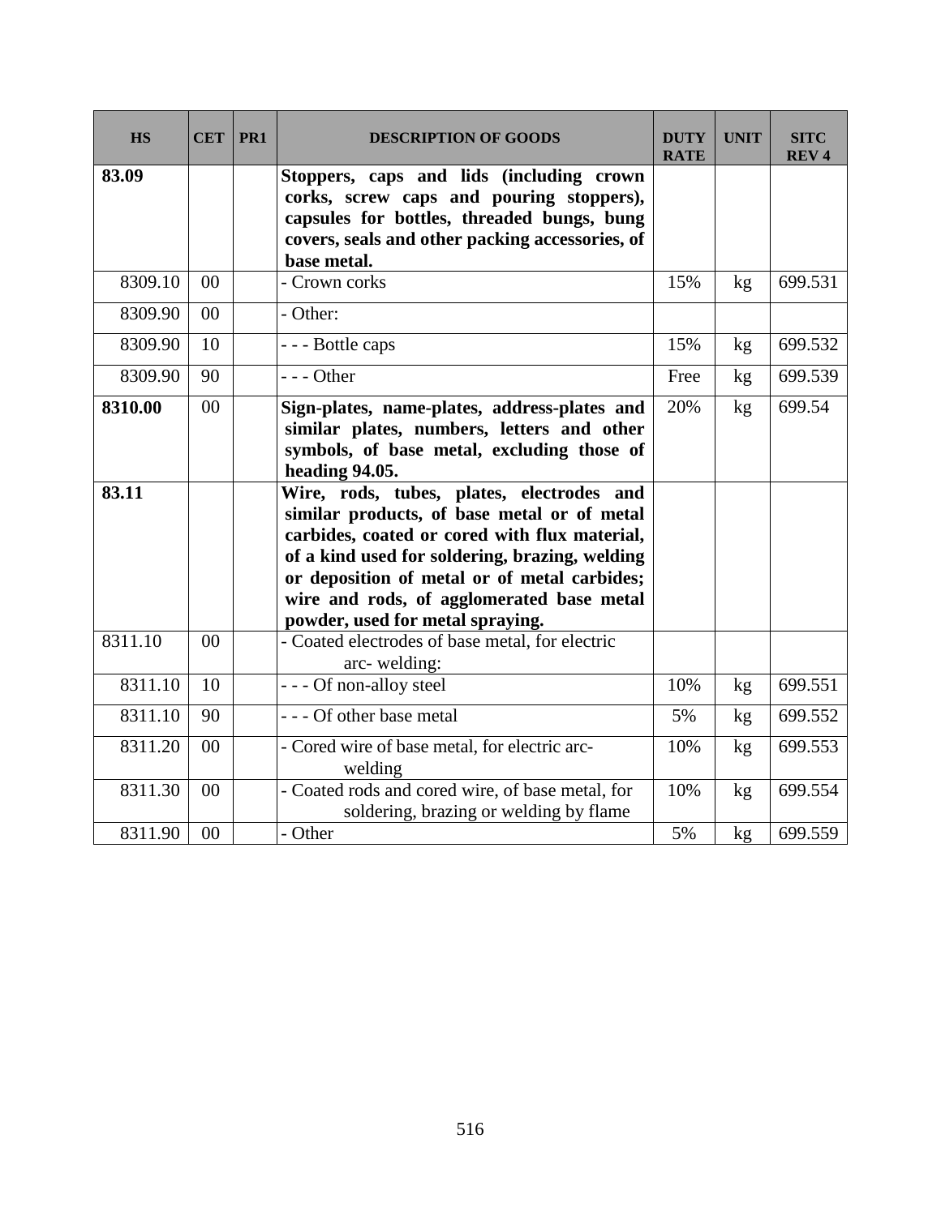| HS | CET | PR1 | DESCRIPTION OF GOODS | DUTY RATE | UNIT | SITC REV 4 |
|---|---|---|---|---|---|---|
| **83.09** | | | **Stoppers, caps and lids (including crown corks, screw caps and pouring stoppers), capsules for bottles, threaded bungs, bung covers, seals and other packing accessories, of base metal.** | | | |
| 8309.10 | 00 | | - Crown corks | 15% | kg | 699.531 |
| 8309.90 | 00 | | - Other: | | | |
| 8309.90 | 10 | | - - - Bottle caps | 15% | kg | 699.532 |
| 8309.90 | 90 | | - - - Other | Free | kg | 699.539 |
| **8310.00** | 00 | | **Sign-plates, name-plates, address-plates and similar plates, numbers, letters and other symbols, of base metal, excluding those of heading 94.05.** | 20% | kg | 699.54 |
| **83.11** | | | **Wire, rods, tubes, plates, electrodes and similar products, of base metal or of metal carbides, coated or cored with flux material, of a kind used for soldering, brazing, welding or deposition of metal or of metal carbides; wire and rods, of agglomerated base metal powder, used for metal spraying.** | | | |
| 8311.10 | 00 | | - Coated electrodes of base metal, for electric arc- welding: | | | |
| 8311.10 | 10 | | - - - Of non-alloy steel | 10% | kg | 699.551 |
| 8311.10 | 90 | | - - - Of other base metal | 5% | kg | 699.552 |
| 8311.20 | 00 | | - Cored wire of base metal, for electric arc-welding | 10% | kg | 699.553 |
| 8311.30 | 00 | | - Coated rods and cored wire, of base metal, for soldering, brazing or welding by flame | 10% | kg | 699.554 |
| 8311.90 | 00 | | - Other | 5% | kg | 699.559 |